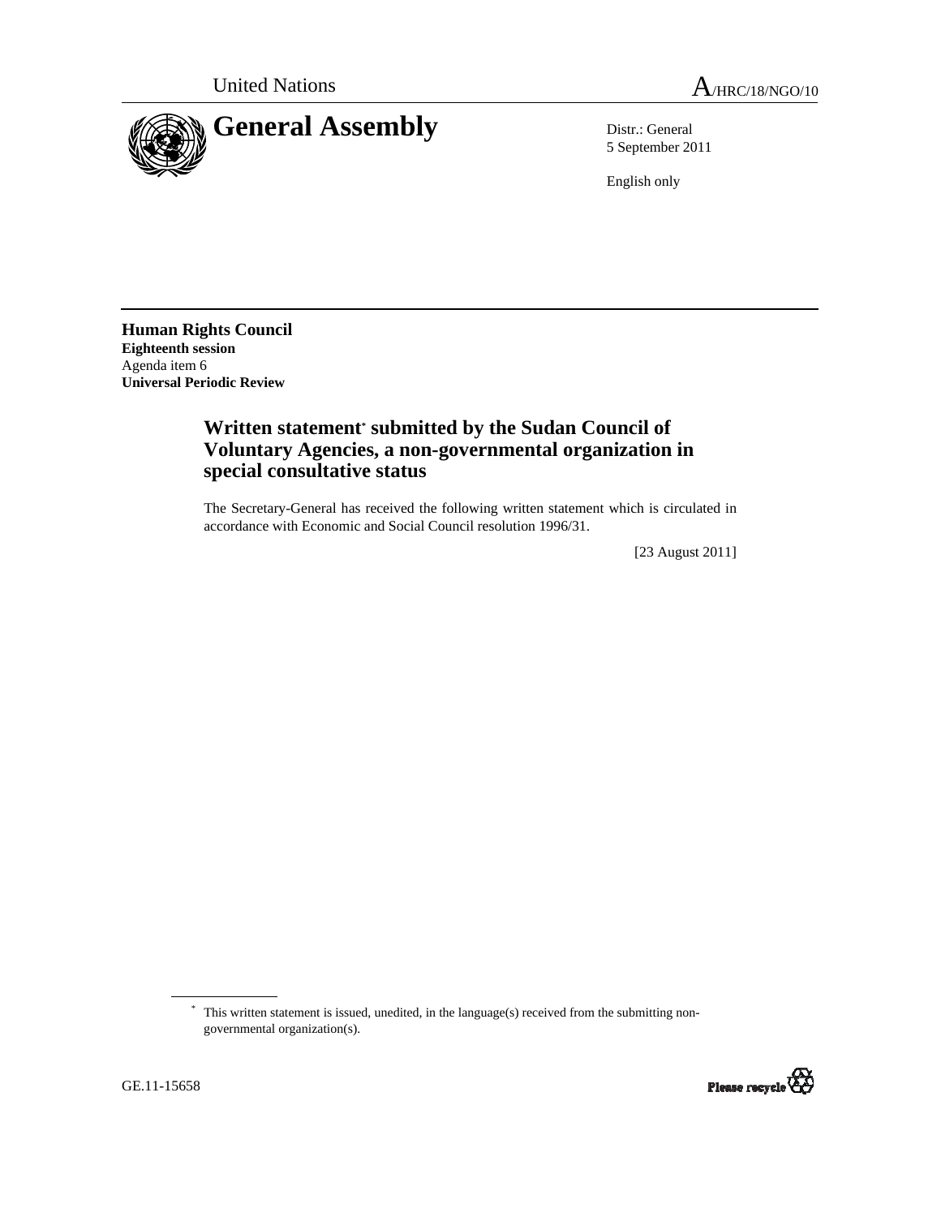United Nations

A/HRC/18/NGO/10

# General Assembly

Distr.: General
5 September 2011

English only

**Human Rights Council**
**Eighteenth session**
Agenda item 6
**Universal Periodic Review**

## Written statement* submitted by the Sudan Council of Voluntary Agencies, a non-governmental organization in special consultative status

The Secretary-General has received the following written statement which is circulated in accordance with Economic and Social Council resolution 1996/31.

[23 August 2011]

* This written statement is issued, unedited, in the language(s) received from the submitting non-governmental organization(s).

GE.11-15658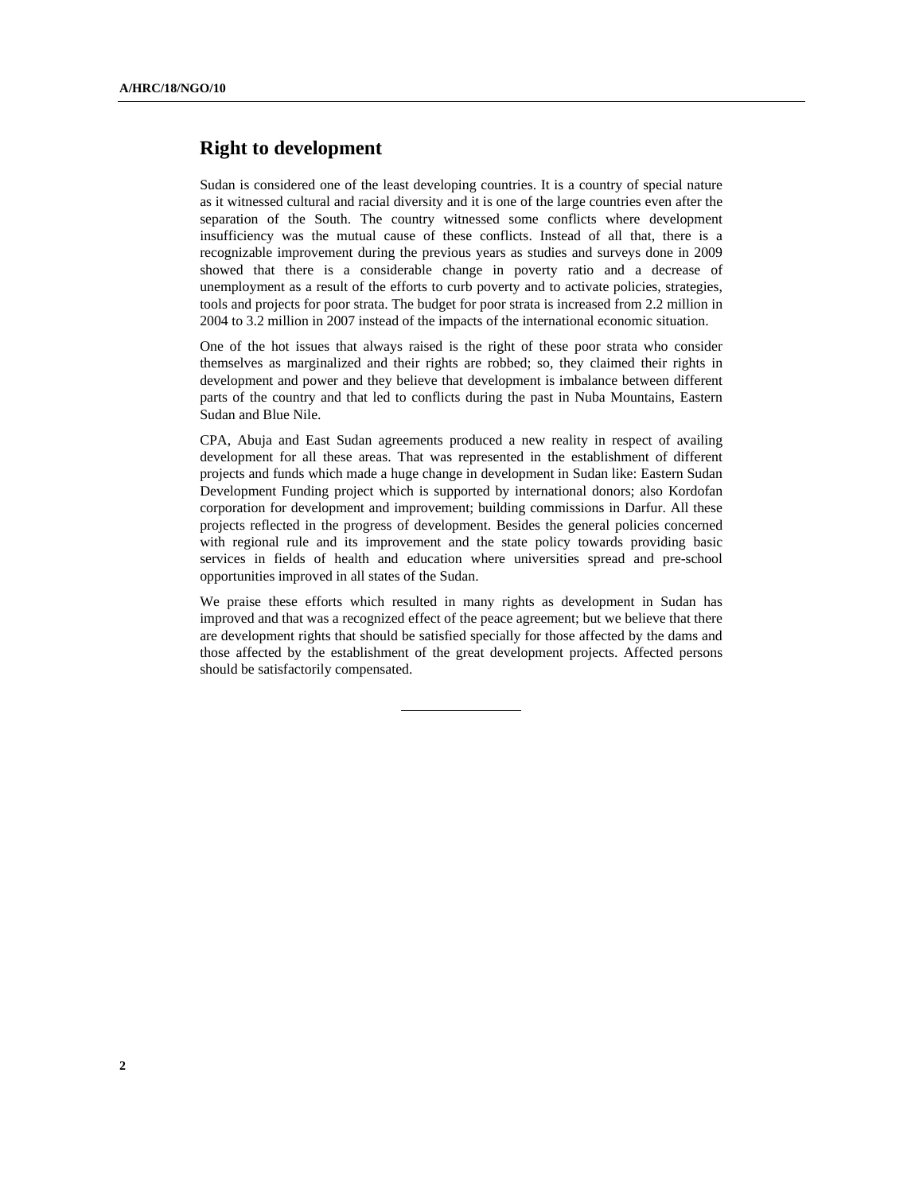## Right to development

Sudan is considered one of the least developing countries. It is a country of special nature as it witnessed cultural and racial diversity and it is one of the large countries even after the separation of the South. The country witnessed some conflicts where development insufficiency was the mutual cause of these conflicts. Instead of all that, there is a recognizable improvement during the previous years as studies and surveys done in 2009 showed that there is a considerable change in poverty ratio and a decrease of unemployment as a result of the efforts to curb poverty and to activate policies, strategies, tools and projects for poor strata. The budget for poor strata is increased from 2.2 million in 2004 to 3.2 million in 2007 instead of the impacts of the international economic situation.

One of the hot issues that always raised is the right of these poor strata who consider themselves as marginalized and their rights are robbed; so, they claimed their rights in development and power and they believe that development is imbalance between different parts of the country and that led to conflicts during the past in Nuba Mountains, Eastern Sudan and Blue Nile.

CPA, Abuja and East Sudan agreements produced a new reality in respect of availing development for all these areas. That was represented in the establishment of different projects and funds which made a huge change in development in Sudan like: Eastern Sudan Development Funding project which is supported by international donors; also Kordofan corporation for development and improvement; building commissions in Darfur. All these projects reflected in the progress of development. Besides the general policies concerned with regional rule and its improvement and the state policy towards providing basic services in fields of health and education where universities spread and pre-school opportunities improved in all states of the Sudan.

We praise these efforts which resulted in many rights as development in Sudan has improved and that was a recognized effect of the peace agreement; but we believe that there are development rights that should be satisfied specially for those affected by the dams and those affected by the establishment of the great development projects. Affected persons should be satisfactorily compensated.